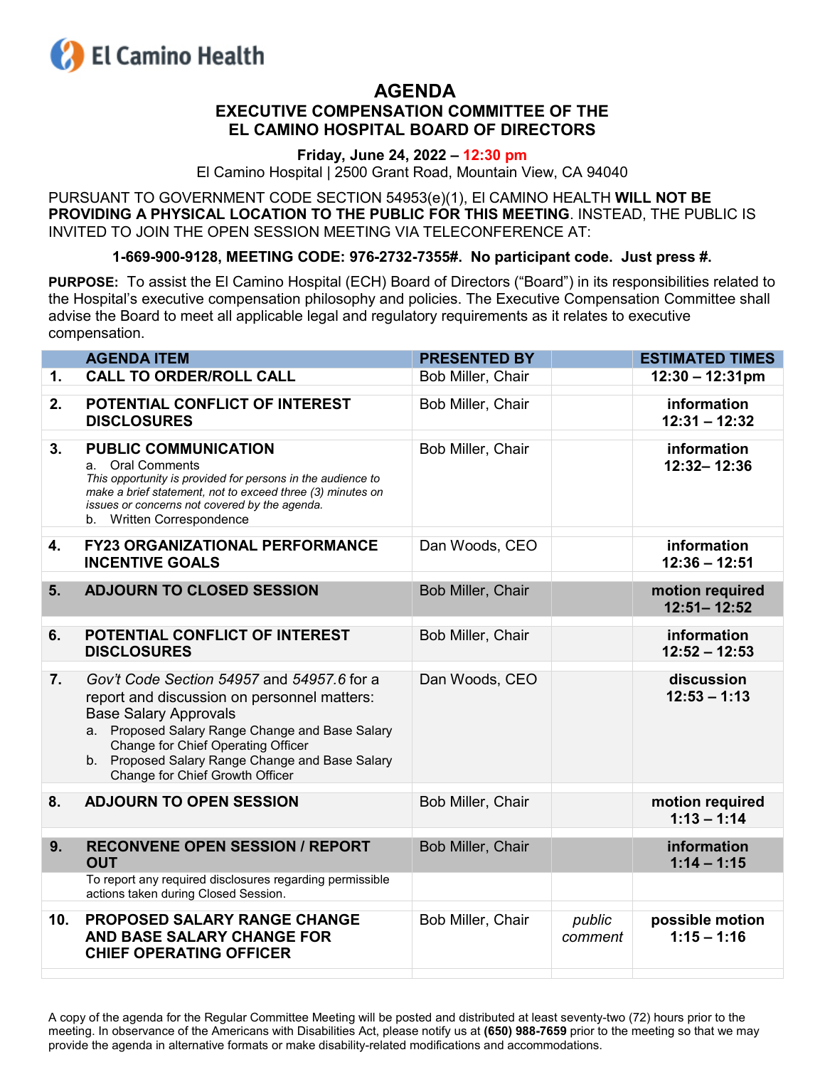El Camino Health

# AGENDA

## EXECUTIVE COMPENSATION COMMITTEE OF THE EL CAMINO HOSPITAL BOARD OF DIRECTORS

**Friday, June 24, 2022 – 12:30 pm**

El Camino Hospital | 2500 Grant Road, Mountain View, CA 94040

PURSUANT TO GOVERNMENT CODE SECTION 54953(e)(1), El CAMINO HEALTH **WILL NOT BE PROVIDING A PHYSICAL LOCATION TO THE PUBLIC FOR THIS MEETING**. INSTEAD, THE PUBLIC IS INVITED TO JOIN THE OPEN SESSION MEETING VIA TELECONFERENCE AT:

**1-669-900-9128, MEETING CODE: 976-2732-7355#. No participant code. Just press #.**

**PURPOSE:** To assist the El Camino Hospital (ECH) Board of Directors ("Board") in its responsibilities related to the Hospital's executive compensation philosophy and policies. The Executive Compensation Committee shall advise the Board to meet all applicable legal and regulatory requirements as it relates to executive compensation.

| | AGENDA ITEM | PRESENTED BY | | ESTIMATED TIMES |
|---|---|---|---|---|
| 1. | **CALL TO ORDER/ROLL CALL** | Bob Miller, Chair | | **12:30 – 12:31pm** |
| 2. | **POTENTIAL CONFLICT OF INTEREST DISCLOSURES** | Bob Miller, Chair | | **information 12:31 – 12:32** |
| 3. | **PUBLIC COMMUNICATION**<br>a. Oral Comments<br>*This opportunity is provided for persons in the audience to make a brief statement, not to exceed three (3) minutes on issues or concerns not covered by the agenda.*<br>b. Written Correspondence | Bob Miller, Chair | | **information 12:32– 12:36** |
| 4. | **FY23 ORGANIZATIONAL PERFORMANCE INCENTIVE GOALS** | Dan Woods, CEO | | **information 12:36 – 12:51** |
| 5. | **ADJOURN TO CLOSED SESSION** | Bob Miller, Chair | | **motion required 12:51– 12:52** |
| 6. | **POTENTIAL CONFLICT OF INTEREST DISCLOSURES** | Bob Miller, Chair | | **information 12:52 – 12:53** |
| 7. | *Gov't Code Section 54957* and *54957.6* for a report and discussion on personnel matters: Base Salary Approvals<br>a. Proposed Salary Range Change and Base Salary Change for Chief Operating Officer<br>b. Proposed Salary Range Change and Base Salary Change for Chief Growth Officer | Dan Woods, CEO | | **discussion 12:53 – 1:13** |
| 8. | **ADJOURN TO OPEN SESSION** | Bob Miller, Chair | | **motion required 1:13 – 1:14** |
| 9. | **RECONVENE OPEN SESSION / REPORT OUT**<br>To report any required disclosures regarding permissible actions taken during Closed Session. | Bob Miller, Chair | | **information 1:14 – 1:15** |
| 10. | **PROPOSED SALARY RANGE CHANGE AND BASE SALARY CHANGE FOR CHIEF OPERATING OFFICER** | Bob Miller, Chair | *public comment* | **possible motion 1:15 – 1:16** |

A copy of the agenda for the Regular Committee Meeting will be posted and distributed at least seventy-two (72) hours prior to the meeting. In observance of the Americans with Disabilities Act, please notify us at **(650) 988-7659** prior to the meeting so that we may provide the agenda in alternative formats or make disability-related modifications and accommodations.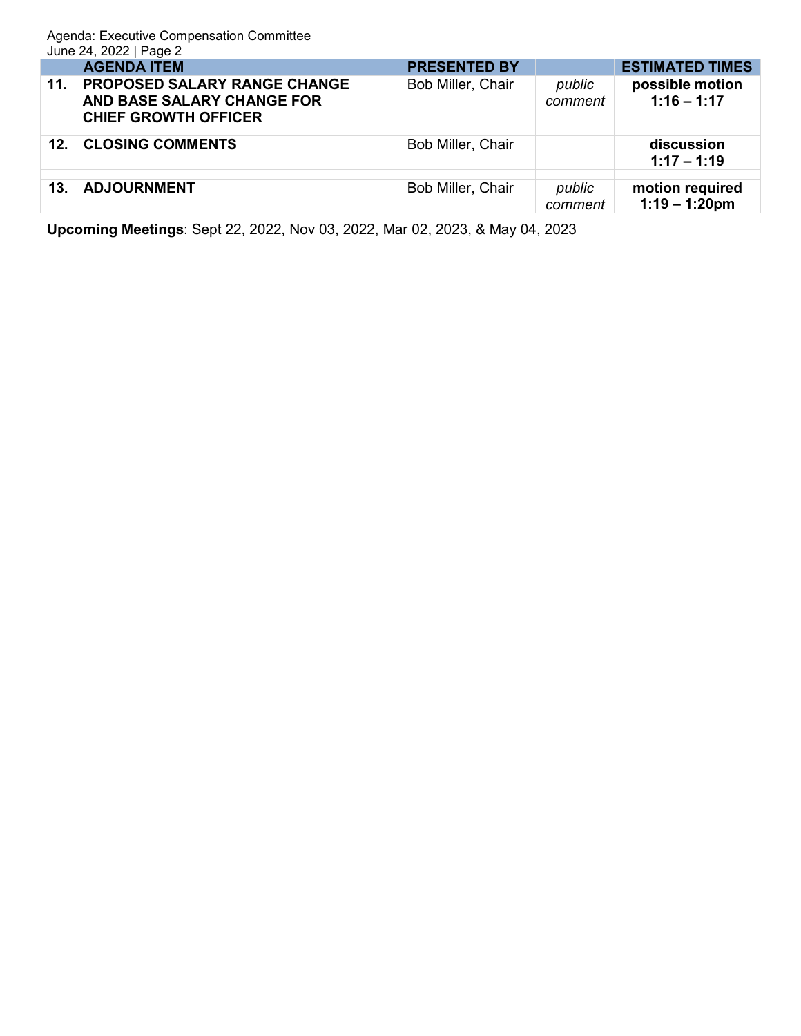| | AGENDA ITEM | PRESENTED BY | | ESTIMATED TIMES |
|---|---|---|---|---|
| 11. | **PROPOSED SALARY RANGE CHANGE AND BASE SALARY CHANGE FOR CHIEF GROWTH OFFICER** | Bob Miller, Chair | *public comment* | **possible motion 1:16 – 1:17** |
| 12. | **CLOSING COMMENTS** | Bob Miller, Chair | | **discussion 1:17 – 1:19** |
| 13. | **ADJOURNMENT** | Bob Miller, Chair | *public comment* | **motion required 1:19 – 1:20pm** |

**Upcoming Meetings**: Sept 22, 2022, Nov 03, 2022, Mar 02, 2023, & May 04, 2023